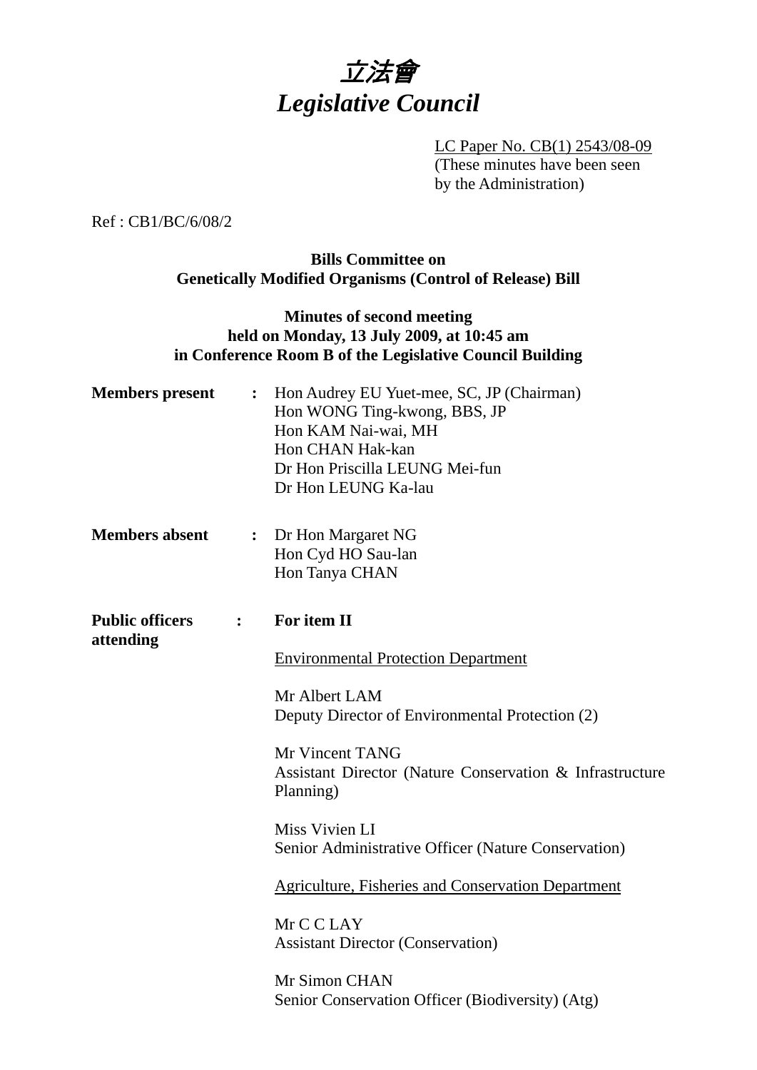# *立法會*
# *Legislative Council*

LC Paper No. CB(1) 2543/08-09
(These minutes have been seen by the Administration)

Ref : CB1/BC/6/08/2

**Bills Committee on**
**Genetically Modified Organisms (Control of Release) Bill**

**Minutes of second meeting**
**held on Monday, 13 July 2009, at 10:45 am**
**in Conference Room B of the Legislative Council Building**

**Members present** : Hon Audrey EU Yuet-mee, SC, JP (Chairman)
Hon WONG Ting-kwong, BBS, JP
Hon KAM Nai-wai, MH
Hon CHAN Hak-kan
Dr Hon Priscilla LEUNG Mei-fun
Dr Hon LEUNG Ka-lau

**Members absent** : Dr Hon Margaret NG
Hon Cyd HO Sau-lan
Hon Tanya CHAN

**Public officers attending** : **For item II**

Environmental Protection Department

Mr Albert LAM
Deputy Director of Environmental Protection (2)

Mr Vincent TANG
Assistant Director (Nature Conservation & Infrastructure Planning)

Miss Vivien LI
Senior Administrative Officer (Nature Conservation)

Agriculture, Fisheries and Conservation Department

Mr C C LAY
Assistant Director (Conservation)

Mr Simon CHAN
Senior Conservation Officer (Biodiversity) (Atg)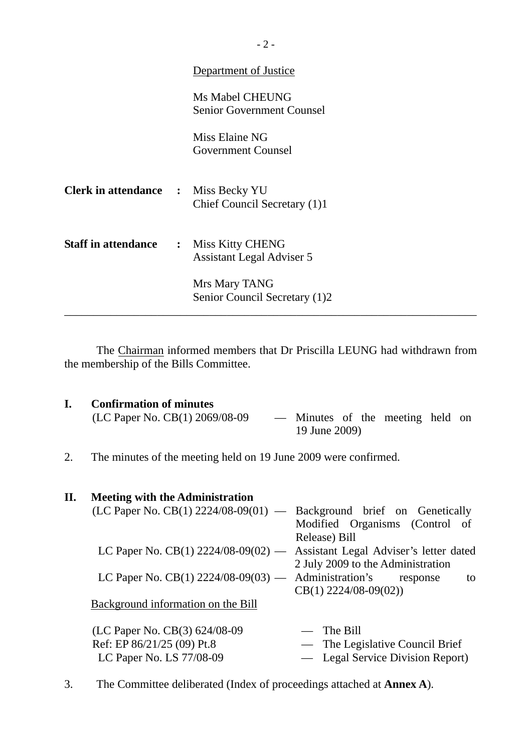Department of Justice

Ms Mabel CHEUNG
Senior Government Counsel

Miss Elaine NG
Government Counsel

**Clerk in attendance** : Miss Becky YU
Chief Council Secretary (1)1

**Staff in attendance** : Miss Kitty CHENG
Assistant Legal Adviser 5

Mrs Mary TANG
Senior Council Secretary (1)2

---

The Chairman informed members that Dr Priscilla LEUNG had withdrawn from the membership of the Bills Committee.

**I. Confirmation of minutes**

(LC Paper No. CB(1) 2069/08-09 — Minutes of the meeting held on 19 June 2009)

2. The minutes of the meeting held on 19 June 2009 were confirmed.

**II. Meeting with the Administration**

(LC Paper No. CB(1) 2224/08-09(01) — Background brief on Genetically Modified Organisms (Control of Release) Bill
LC Paper No. CB(1) 2224/08-09(02) — Assistant Legal Adviser's letter dated 2 July 2009 to the Administration
LC Paper No. CB(1) 2224/08-09(03) — Administration's response to CB(1) 2224/08-09(02))

Background information on the Bill

(LC Paper No. CB(3) 624/08-09 — The Bill
Ref: EP 86/21/25 (09) Pt.8 — The Legislative Council Brief
LC Paper No. LS 77/08-09 — Legal Service Division Report)

3. The Committee deliberated (Index of proceedings attached at **Annex A**).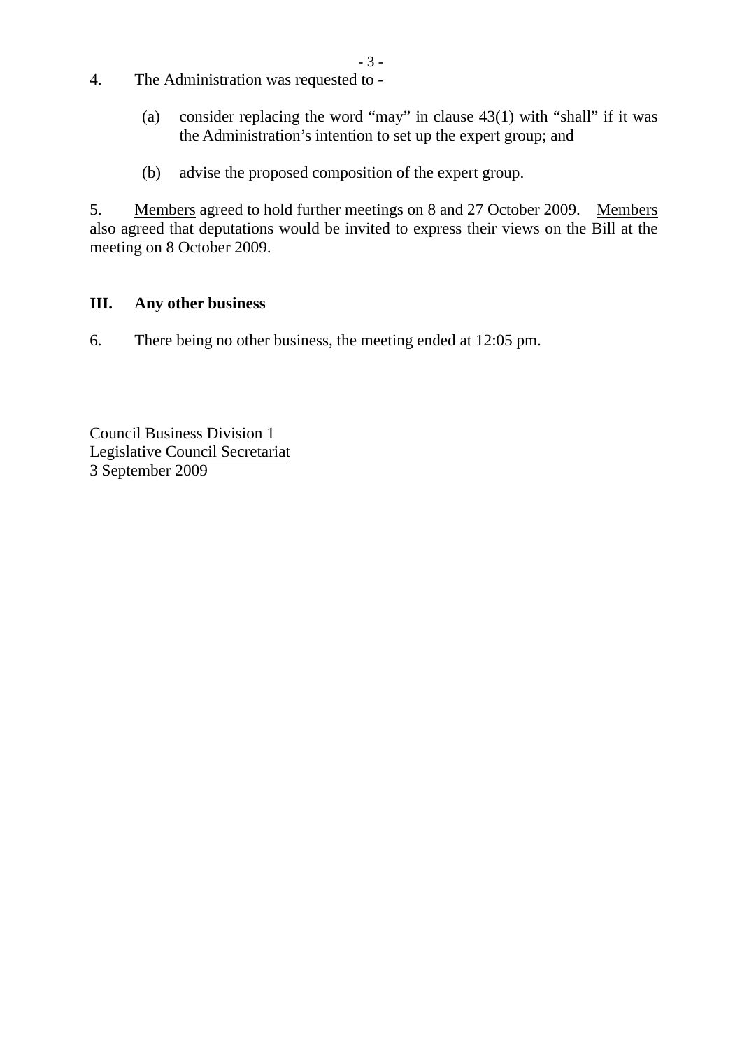4. The Administration was requested to -

   (a) consider replacing the word "may" in clause 43(1) with "shall" if it was the Administration's intention to set up the expert group; and

   (b) advise the proposed composition of the expert group.

5. Members agreed to hold further meetings on 8 and 27 October 2009. Members also agreed that deputations would be invited to express their views on the Bill at the meeting on 8 October 2009.

### III. Any other business

6. There being no other business, the meeting ended at 12:05 pm.

Council Business Division 1
Legislative Council Secretariat
3 September 2009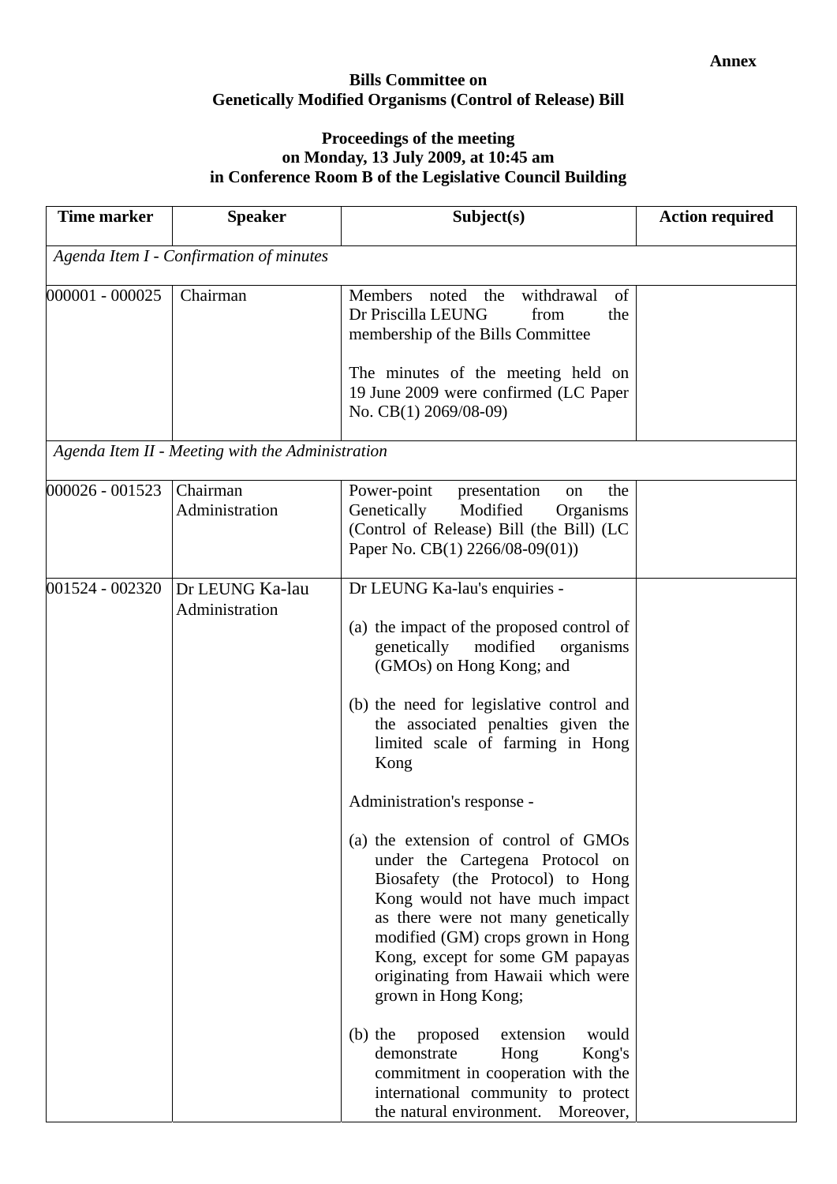**Annex**

**Bills Committee on**
**Genetically Modified Organisms (Control of Release) Bill**

**Proceedings of the meeting**
**on Monday, 13 July 2009, at 10:45 am**
**in Conference Room B of the Legislative Council Building**

| Time marker | Speaker | Subject(s) | Action required |
|---|---|---|---|
| *Agenda Item I - Confirmation of minutes* | | | |
| 000001 - 000025 | Chairman | Members noted the withdrawal of Dr Priscilla LEUNG from the membership of the Bills Committee<br><br>The minutes of the meeting held on 19 June 2009 were confirmed (LC Paper No. CB(1) 2069/08-09) | |
| *Agenda Item II - Meeting with the Administration* | | | |
| 000026 - 001523 | Chairman<br>Administration | Power-point presentation on the Genetically Modified Organisms (Control of Release) Bill (the Bill) (LC Paper No. CB(1) 2266/08-09(01)) | |
| 001524 - 002320 | Dr LEUNG Ka-lau<br>Administration | Dr LEUNG Ka-lau's enquiries -<br><br>(a) the impact of the proposed control of genetically modified organisms (GMOs) on Hong Kong; and<br><br>(b) the need for legislative control and the associated penalties given the limited scale of farming in Hong Kong<br><br>Administration's response -<br><br>(a) the extension of control of GMOs under the Cartegena Protocol on Biosafety (the Protocol) to Hong Kong would not have much impact as there were not many genetically modified (GM) crops grown in Hong Kong, except for some GM papayas originating from Hawaii which were grown in Hong Kong;<br><br>(b) the proposed extension would demonstrate Hong Kong's commitment in cooperation with the international community to protect the natural environment. Moreover, | |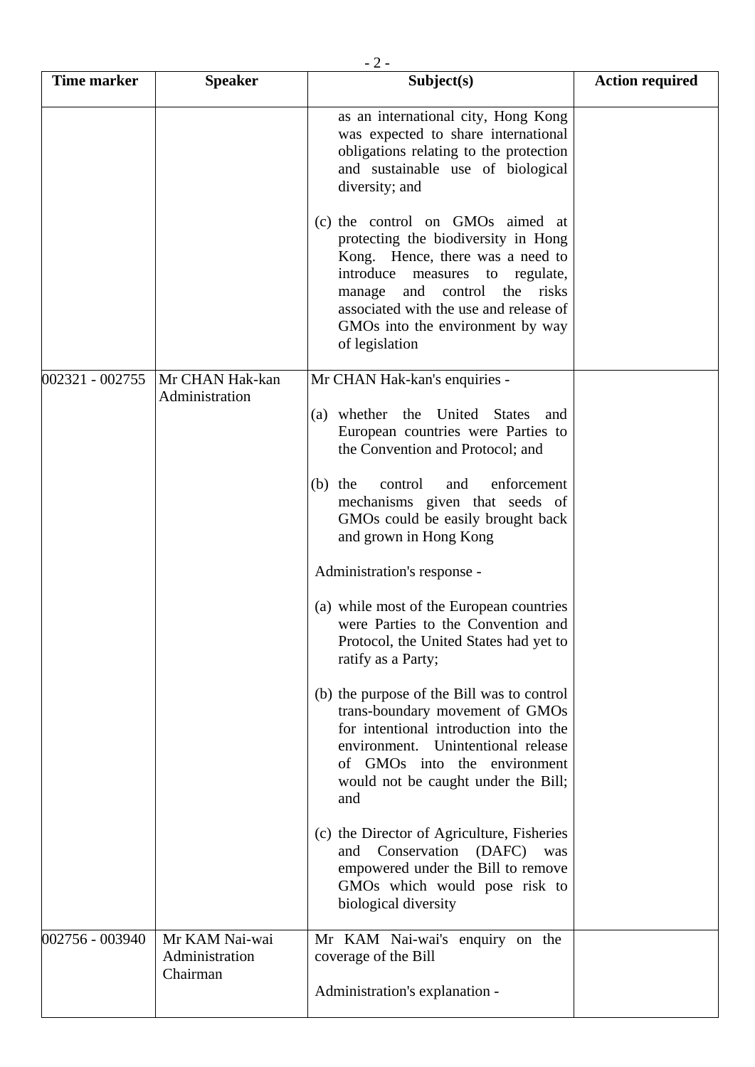| Time marker | Speaker | Subject(s) | Action required |
|---|---|---|---|
| | | as an international city, Hong Kong was expected to share international obligations relating to the protection and sustainable use of biological diversity; and<br><br>(c) the control on GMOs aimed at protecting the biodiversity in Hong Kong. Hence, there was a need to introduce measures to regulate, manage and control the risks associated with the use and release of GMOs into the environment by way of legislation | |
| 002321 - 002755 | Mr CHAN Hak-kan<br>Administration | Mr CHAN Hak-kan's enquiries -<br><br>(a) whether the United States and European countries were Parties to the Convention and Protocol; and<br><br>(b) the control and enforcement mechanisms given that seeds of GMOs could be easily brought back and grown in Hong Kong<br><br>Administration's response -<br><br>(a) while most of the European countries were Parties to the Convention and Protocol, the United States had yet to ratify as a Party;<br><br>(b) the purpose of the Bill was to control trans-boundary movement of GMOs for intentional introduction into the environment. Unintentional release of GMOs into the environment would not be caught under the Bill; and<br><br>(c) the Director of Agriculture, Fisheries and Conservation (DAFC) was empowered under the Bill to remove GMOs which would pose risk to biological diversity | |
| 002756 - 003940 | Mr KAM Nai-wai<br>Administration<br>Chairman | Mr KAM Nai-wai's enquiry on the coverage of the Bill<br><br>Administration's explanation - | |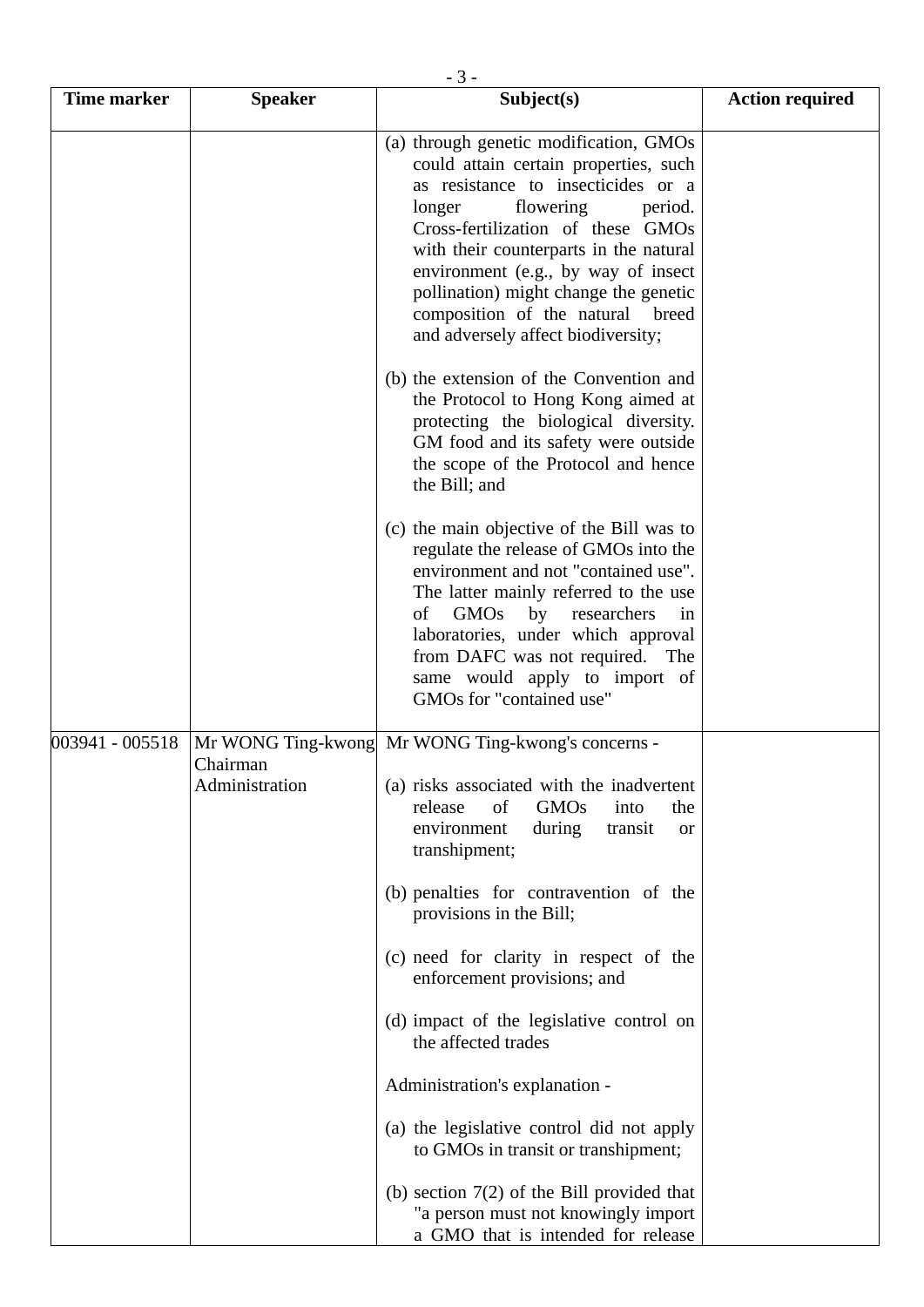| Time marker | Speaker | Subject(s) | Action required |
| --- | --- | --- | --- |
| | | (a) through genetic modification, GMOs could attain certain properties, such as resistance to insecticides or a longer flowering period. Cross-fertilization of these GMOs with their counterparts in the natural environment (e.g., by way of insect pollination) might change the genetic composition of the natural breed and adversely affect biodiversity;<br><br>(b) the extension of the Convention and the Protocol to Hong Kong aimed at protecting the biological diversity. GM food and its safety were outside the scope of the Protocol and hence the Bill; and<br><br>(c) the main objective of the Bill was to regulate the release of GMOs into the environment and not "contained use". The latter mainly referred to the use of GMOs by researchers in laboratories, under which approval from DAFC was not required. The same would apply to import of GMOs for "contained use" | |
| 003941 - 005518 | Mr WONG Ting-kwong<br>Chairman<br>Administration | Mr WONG Ting-kwong's concerns -<br><br>(a) risks associated with the inadvertent release of GMOs into the environment during transit or transhipment;<br><br>(b) penalties for contravention of the provisions in the Bill;<br><br>(c) need for clarity in respect of the enforcement provisions; and<br><br>(d) impact of the legislative control on the affected trades<br><br>Administration's explanation -<br><br>(a) the legislative control did not apply to GMOs in transit or transhipment;<br><br>(b) section 7(2) of the Bill provided that "a person must not knowingly import a GMO that is intended for release | |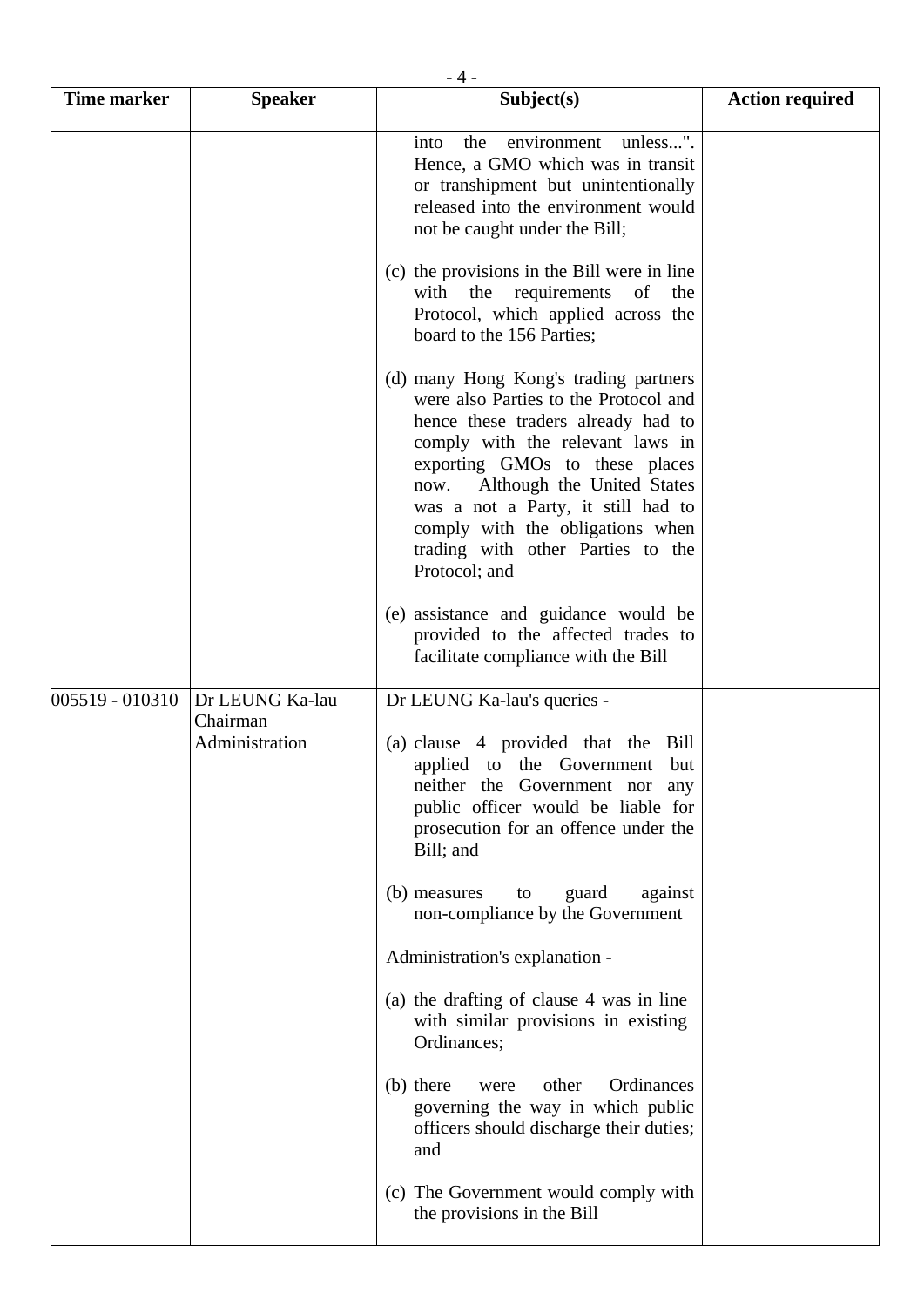| Time marker | Speaker | Subject(s) | Action required |
|---|---|---|---|
| | | into the environment unless...". Hence, a GMO which was in transit or transhipment but unintentionally released into the environment would not be caught under the Bill;<br><br>(c) the provisions in the Bill were in line with the requirements of the Protocol, which applied across the board to the 156 Parties;<br><br>(d) many Hong Kong's trading partners were also Parties to the Protocol and hence these traders already had to comply with the relevant laws in exporting GMOs to these places now. Although the United States was a not a Party, it still had to comply with the obligations when trading with other Parties to the Protocol; and<br><br>(e) assistance and guidance would be provided to the affected trades to facilitate compliance with the Bill | |
| 005519 - 010310 | Dr LEUNG Ka-lau<br>Chairman<br>Administration | Dr LEUNG Ka-lau's queries -<br><br>(a) clause 4 provided that the Bill applied to the Government but neither the Government nor any public officer would be liable for prosecution for an offence under the Bill; and<br><br>(b) measures to guard against non-compliance by the Government<br><br>Administration's explanation -<br><br>(a) the drafting of clause 4 was in line with similar provisions in existing Ordinances;<br><br>(b) there were other Ordinances governing the way in which public officers should discharge their duties; and<br><br>(c) The Government would comply with the provisions in the Bill | |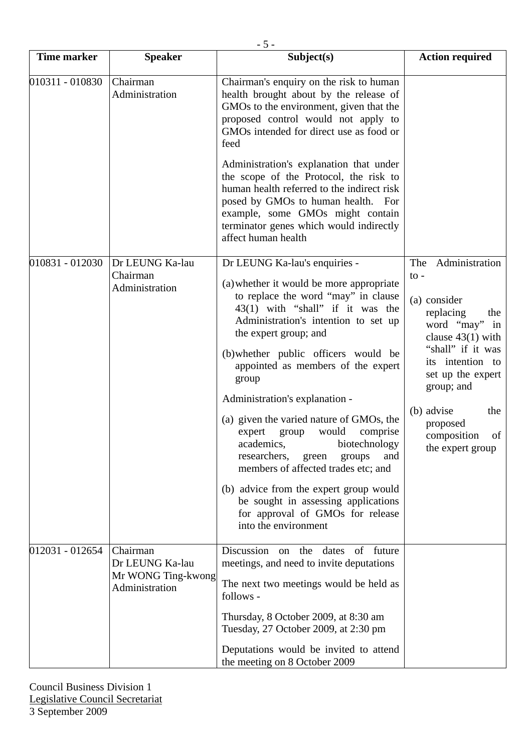| Time marker | Speaker | Subject(s) | Action required |
|---|---|---|---|
| 010311 - 010830 | Chairman<br>Administration | Chairman's enquiry on the risk to human health brought about by the release of GMOs to the environment, given that the proposed control would not apply to GMOs intended for direct use as food or feed<br><br>Administration's explanation that under the scope of the Protocol, the risk to human health referred to the indirect risk posed by GMOs to human health. For example, some GMOs might contain terminator genes which would indirectly affect human health | |
| 010831 - 012030 | Dr LEUNG Ka-lau<br>Chairman<br>Administration | Dr LEUNG Ka-lau's enquiries -<br><br>(a) whether it would be more appropriate to replace the word "may" in clause 43(1) with "shall" if it was the Administration's intention to set up the expert group; and<br><br>(b) whether public officers would be appointed as members of the expert group<br><br>Administration's explanation -<br><br>(a) given the varied nature of GMOs, the expert group would comprise academics, biotechnology researchers, green groups and members of affected trades etc; and<br><br>(b) advice from the expert group would be sought in assessing applications for approval of GMOs for release into the environment | The Administration to -<br><br>(a) consider replacing the word "may" in clause 43(1) with "shall" if it was its intention to set up the expert group; and<br><br>(b) advise the proposed composition of the expert group |
| 012031 - 012654 | Chairman<br>Dr LEUNG Ka-lau<br>Mr WONG Ting-kwong<br>Administration | Discussion on the dates of future meetings, and need to invite deputations<br><br>The next two meetings would be held as follows -<br><br>Thursday, 8 October 2009, at 8:30 am<br>Tuesday, 27 October 2009, at 2:30 pm<br><br>Deputations would be invited to attend the meeting on 8 October 2009 | |

Council Business Division 1
Legislative Council Secretariat
3 September 2009